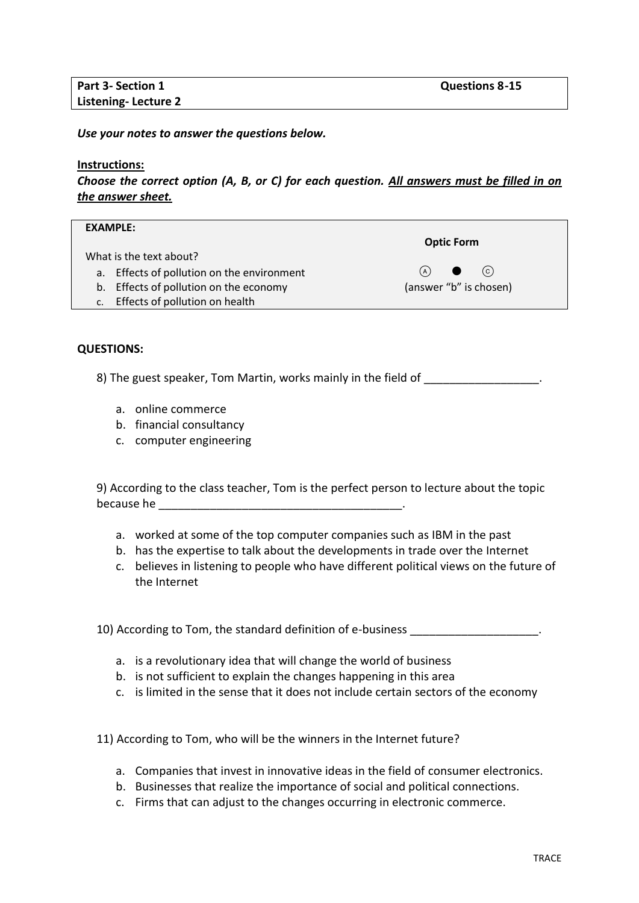| **Part 3- Section 1** <br> **Listening- Lecture 2** | **Questions 8-15** |
|---|---|

***Use your notes to answer the questions below.***

**Instructions:**

***Choose the correct option (A, B, or C) for each question. All answers must be filled in on the answer sheet.***

**EXAMPLE:**

What is the text about?

a. Effects of pollution on the environment
b. Effects of pollution on the economy
c. Effects of pollution on health

**Optic Form**

Ⓐ ● Ⓒ
(answer "b" is chosen)

**QUESTIONS:**

8) The guest speaker, Tom Martin, works mainly in the field of __________________.

a. online commerce
b. financial consultancy
c. computer engineering

9) According to the class teacher, Tom is the perfect person to lecture about the topic because he ______________________________________.

a. worked at some of the top computer companies such as IBM in the past
b. has the expertise to talk about the developments in trade over the Internet
c. believes in listening to people who have different political views on the future of the Internet

10) According to Tom, the standard definition of e-business ____________________.

a. is a revolutionary idea that will change the world of business
b. is not sufficient to explain the changes happening in this area
c. is limited in the sense that it does not include certain sectors of the economy

11) According to Tom, who will be the winners in the Internet future?

a. Companies that invest in innovative ideas in the field of consumer electronics.
b. Businesses that realize the importance of social and political connections.
c. Firms that can adjust to the changes occurring in electronic commerce.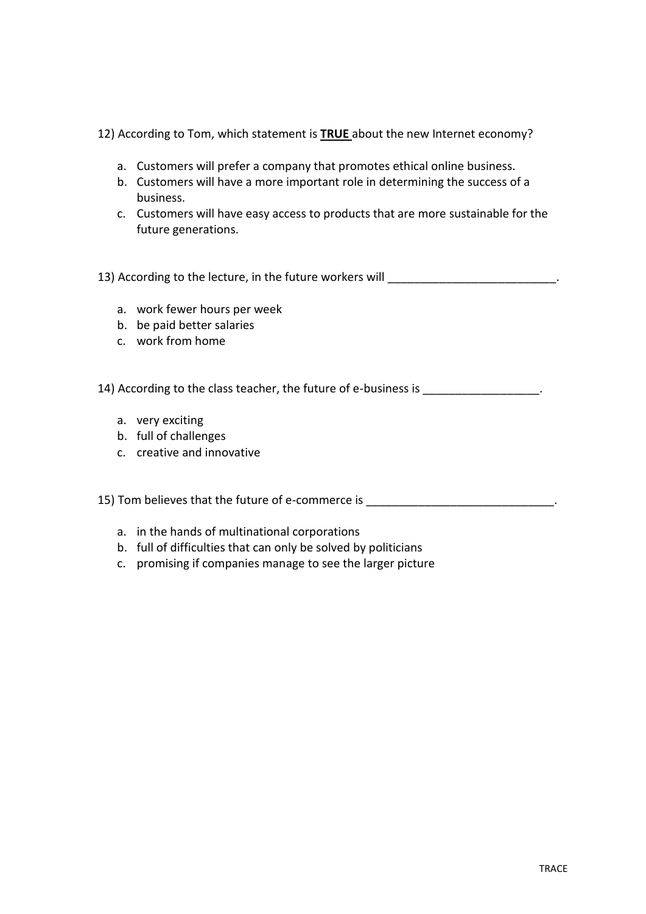12) According to Tom, which statement is **TRUE** about the new Internet economy?

a. Customers will prefer a company that promotes ethical online business.
b. Customers will have a more important role in determining the success of a business.
c. Customers will have easy access to products that are more sustainable for the future generations.

13) According to the lecture, in the future workers will __________________________.

a. work fewer hours per week
b. be paid better salaries
c. work from home

14) According to the class teacher, the future of e-business is __________________.

a. very exciting
b. full of challenges
c. creative and innovative

15) Tom believes that the future of e-commerce is _____________________________.

a. in the hands of multinational corporations
b. full of difficulties that can only be solved by politicians
c. promising if companies manage to see the larger picture